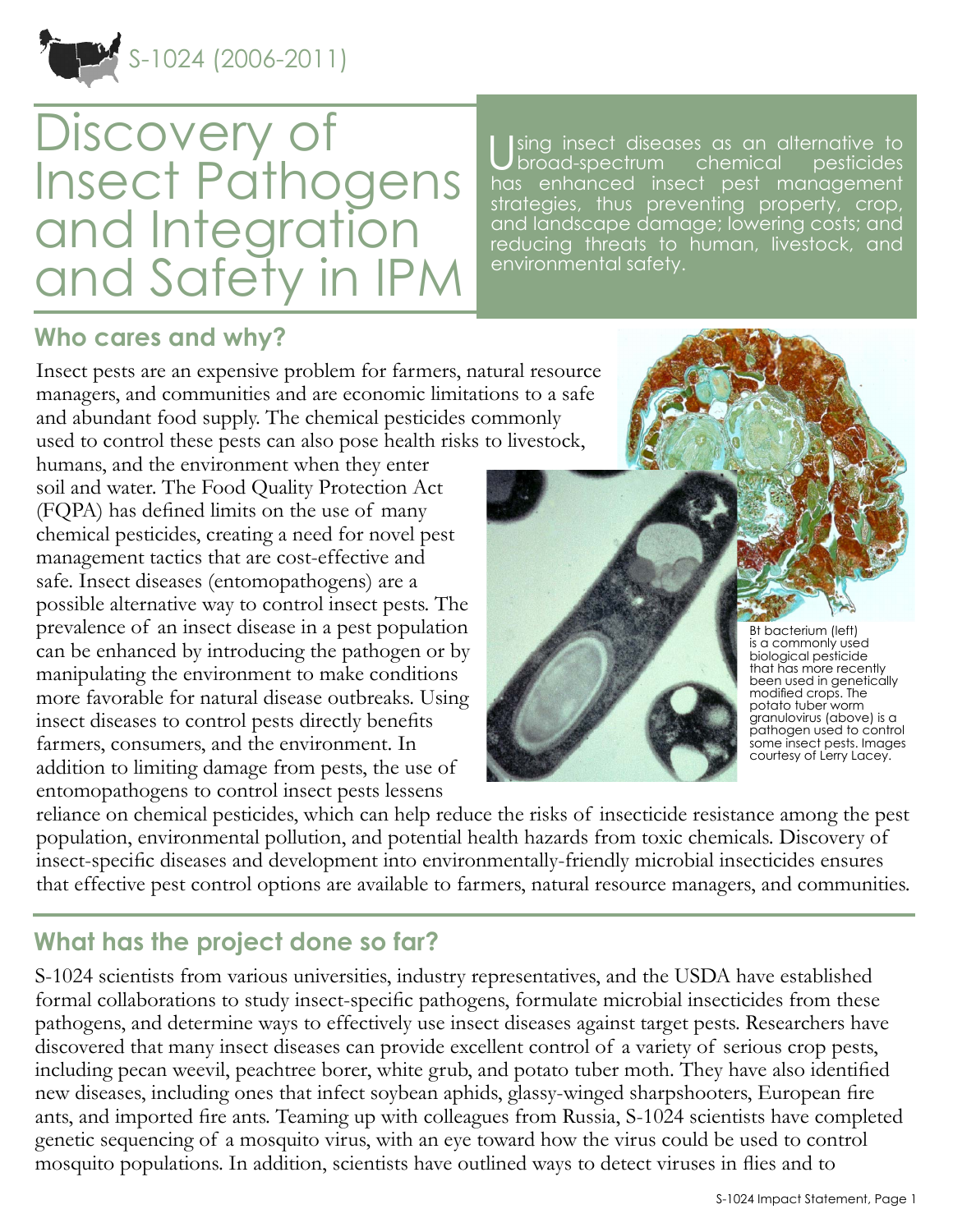S-1024 (2006-2011)

# Discovery of Insect Pathogens and Integration and Safety in IPM

Using insect diseases as an alternative to broad-spectrum chemical pesticides has enhanced insect pest management strategies, thus preventing property, crop, and landscape damage; lowering costs; and reducing threats to human, livestock, and environmental safety.

## Who cares and why?

Insect pests are an expensive problem for farmers, natural resource managers, and communities and are economic limitations to a safe and abundant food supply. The chemical pesticides commonly used to control these pests can also pose health risks to livestock, humans, and the environment when they enter soil and water. The Food Quality Protection Act (FQPA) has defined limits on the use of many chemical pesticides, creating a need for novel pest management tactics that are cost-effective and safe. Insect diseases (entomopathogens) are a possible alternative way to control insect pests. The prevalence of an insect disease in a pest population can be enhanced by introducing the pathogen or by manipulating the environment to make conditions more favorable for natural disease outbreaks. Using insect diseases to control pests directly benefits farmers, consumers, and the environment. In addition to limiting damage from pests, the use of entomopathogens to control insect pests lessens reliance on chemical pesticides, which can help reduce the risks of insecticide resistance among the pest population, environmental pollution, and potential health hazards from toxic chemicals. Discovery of insect-specific diseases and development into environmentally-friendly microbial insecticides ensures that effective pest control options are available to farmers, natural resource managers, and communities.

Bt bacterium (left) is a commonly used biological pesticide that has more recently been used in genetically modified crops. The potato tuber worm granulovirus (above) is a pathogen used to control some insect pests. Images courtesy of Lerry Lacey.

## What has the project done so far?

S-1024 scientists from various universities, industry representatives, and the USDA have established formal collaborations to study insect-specific pathogens, formulate microbial insecticides from these pathogens, and determine ways to effectively use insect diseases against target pests. Researchers have discovered that many insect diseases can provide excellent control of a variety of serious crop pests, including pecan weevil, peachtree borer, white grub, and potato tuber moth. They have also identified new diseases, including ones that infect soybean aphids, glassy-winged sharpshooters, European fire ants, and imported fire ants. Teaming up with colleagues from Russia, S-1024 scientists have completed genetic sequencing of a mosquito virus, with an eye toward how the virus could be used to control mosquito populations. In addition, scientists have outlined ways to detect viruses in flies and to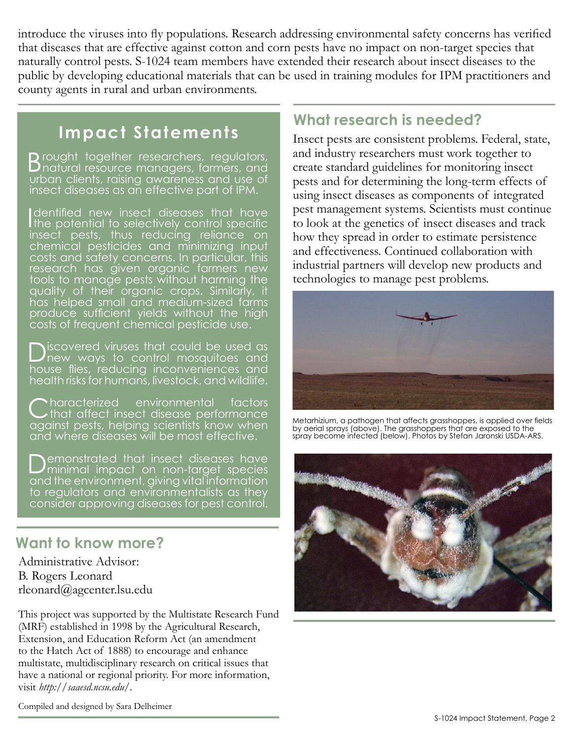introduce the viruses into fly populations. Research addressing environmental safety concerns has verified that diseases that are effective against cotton and corn pests have no impact on non-target species that naturally control pests. S-1024 team members have extended their research about insect diseases to the public by developing educational materials that can be used in training modules for IPM practitioners and county agents in rural and urban environments.

## Impact Statements

Brought together researchers, regulators, natural resource managers, farmers, and urban clients, raising awareness and use of insect diseases as an effective part of IPM.

Identified new insect diseases that have the potential to selectively control specific insect pests, thus reducing reliance on chemical pesticides and minimizing input costs and safety concerns. In particular, this research has given organic farmers new tools to manage pests without harming the quality of their organic crops. Similarly, it has helped small and medium-sized farms produce sufficient yields without the high costs of frequent chemical pesticide use.

Discovered viruses that could be used as new ways to control mosquitoes and house flies, reducing inconveniences and health risks for humans, livestock, and wildlife.

Characterized environmental factors that affect insect disease performance against pests, helping scientists know when and where diseases will be most effective.

Demonstrated that insect diseases have minimal impact on non-target species and the environment, giving vital information to regulators and environmentalists as they consider approving diseases for pest control.

## What research is needed?

Insect pests are consistent problems. Federal, state, and industry researchers must work together to create standard guidelines for monitoring insect pests and for determining the long-term effects of using insect diseases as components of integrated pest management systems. Scientists must continue to look at the genetics of insect diseases and track how they spread in order to estimate persistence and effectiveness. Continued collaboration with industrial partners will develop new products and technologies to manage pest problems.

Metarhizium, a pathogen that affects grasshoppes, is applied over fields by aerial sprays (above). The grasshoppers that are exposed to the spray become infected (below). Photos by Stefan Jaronski USDA-ARS.

## Want to know more?

Administrative Advisor:
B. Rogers Leonard
rleonard@agcenter.lsu.edu

This project was supported by the Multistate Research Fund (MRF) established in 1998 by the Agricultural Research, Extension, and Education Reform Act (an amendment to the Hatch Act of 1888) to encourage and enhance multistate, multidisciplinary research on critical issues that have a national or regional priority. For more information, visit *http://saaesd.ncsu.edu/*.

Compiled and designed by Sara Delheimer